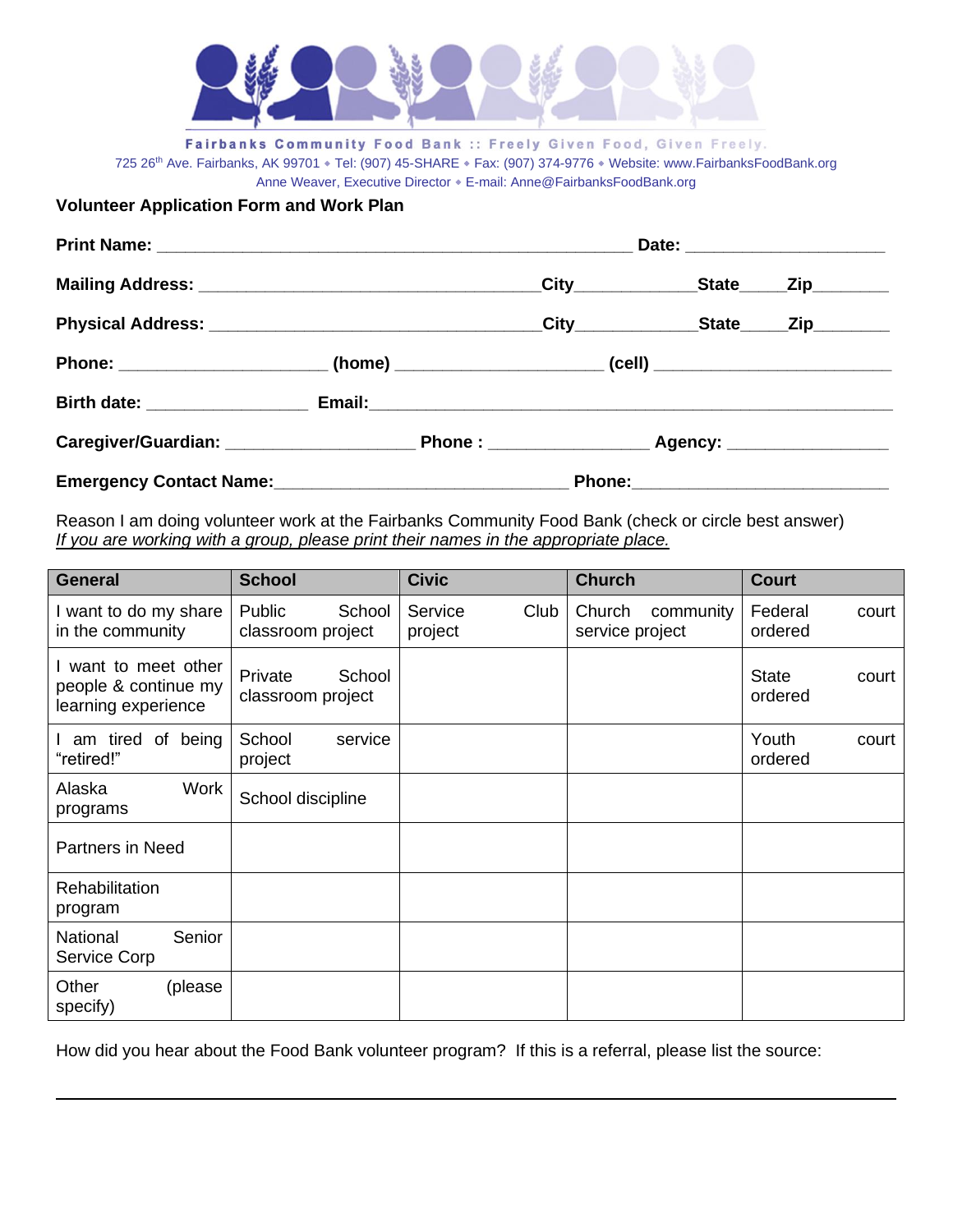Fairbanks Community Food Bank :: Freely Given Food, Given Freely.

725 26th Ave. Fairbanks, AK 99701 ◆ Tel: (907) 45-SHARE ◆ Fax: (907) 374-9776 ◆ Website: www.FairbanksFoodBank.org

Anne Weaver, Executive Director ◆ E-mail: Anne@FairbanksFoodBank.org

## Volunteer Application Form and Work Plan

**Print Name:** ________________________________________________ **Date:** ____________________

**Mailing Address:** __________________________________ **City**____________ **State**_____ **Zip**________

**Physical Address:** _________________________________ **City**____________ **State**_____ **Zip**________

**Phone:** ____________________ **(home)** _____________________ **(cell)** _______________________

**Birth date:** _______________ **Email:**____________________________________________________

**Caregiver/Guardian:** ___________________ **Phone :** _______________ **Agency:** ________________

**Emergency Contact Name:**______________________________ **Phone:**__________________________

Reason I am doing volunteer work at the Fairbanks Community Food Bank (check or circle best answer)
*If you are working with a group, please print their names in the appropriate place.*

| General | School | Civic | Church | Court |
|---|---|---|---|---|
| I want to do my share in the community | Public School classroom project | Service Club project | Church community service project | Federal court ordered |
| I want to meet other people & continue my learning experience | Private School classroom project | | | State court ordered |
| I am tired of being "retired!" | School service project | | | Youth court ordered |
| Alaska Work programs | School discipline | | | |
| Partners in Need | | | | |
| Rehabilitation program | | | | |
| National Senior Service Corp | | | | |
| Other (please specify) | | | | |

How did you hear about the Food Bank volunteer program? If this is a referral, please list the source:

______________________________________________________________________________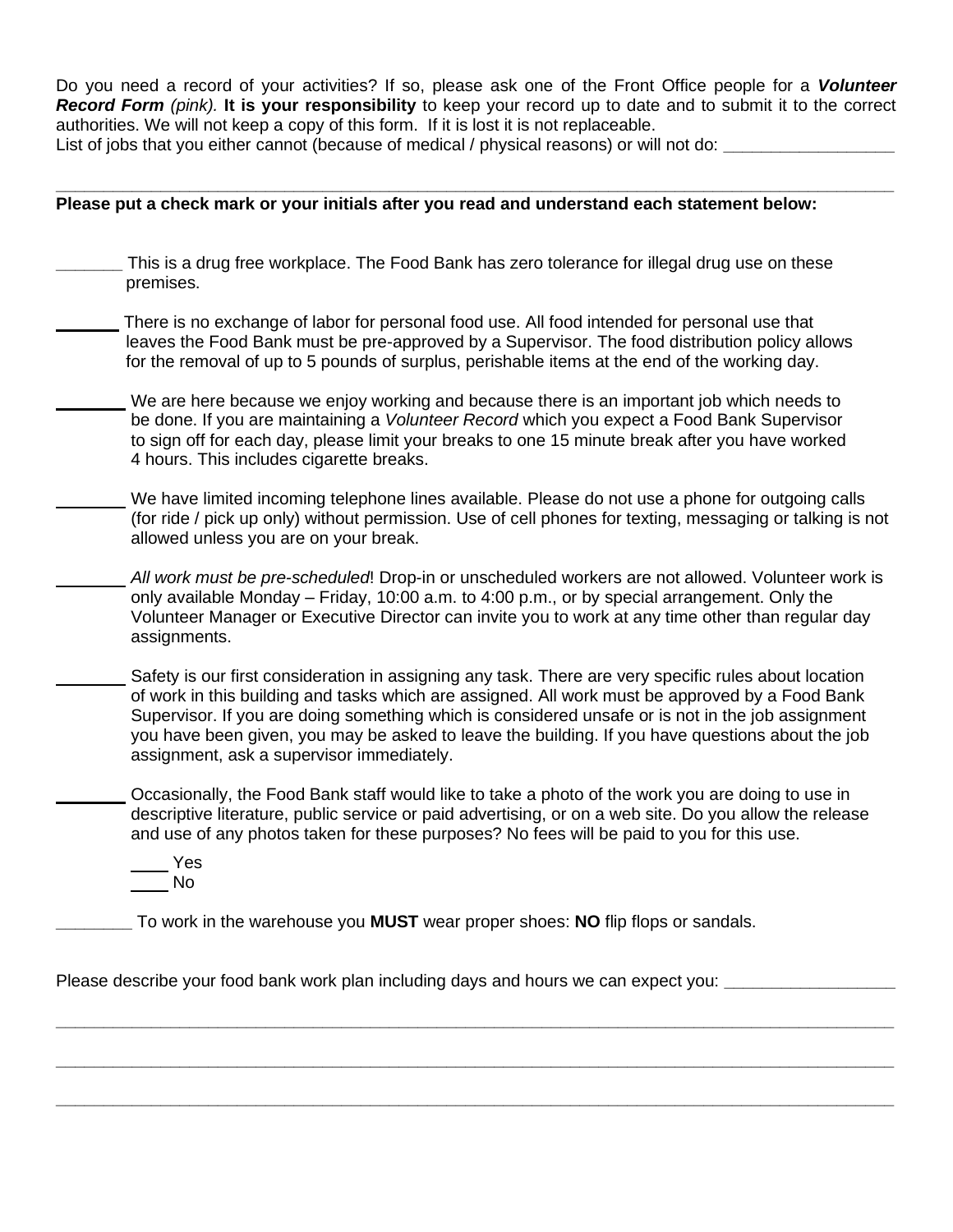Do you need a record of your activities? If so, please ask one of the Front Office people for a ***Volunteer Record Form*** *(pink).* **It is your responsibility** to keep your record up to date and to submit it to the correct authorities. We will not keep a copy of this form. If it is lost it is not replaceable.

List of jobs that you either cannot (because of medical / physical reasons) or will not do: ___________________

_____________________________________________________________________________________

**Please put a check mark or your initials after you read and understand each statement below:**

_______ This is a drug free workplace. The Food Bank has zero tolerance for illegal drug use on these premises.

_______ There is no exchange of labor for personal food use. All food intended for personal use that leaves the Food Bank must be pre-approved by a Supervisor. The food distribution policy allows for the removal of up to 5 pounds of surplus, perishable items at the end of the working day.

_______ We are here because we enjoy working and because there is an important job which needs to be done. If you are maintaining a *Volunteer Record* which you expect a Food Bank Supervisor to sign off for each day, please limit your breaks to one 15 minute break after you have worked 4 hours. This includes cigarette breaks.

_______ We have limited incoming telephone lines available. Please do not use a phone for outgoing calls (for ride / pick up only) without permission. Use of cell phones for texting, messaging or talking is not allowed unless you are on your break.

_______ *All work must be pre-scheduled*! Drop-in or unscheduled workers are not allowed. Volunteer work is only available Monday – Friday, 10:00 a.m. to 4:00 p.m., or by special arrangement. Only the Volunteer Manager or Executive Director can invite you to work at any time other than regular day assignments.

_______ Safety is our first consideration in assigning any task. There are very specific rules about location of work in this building and tasks which are assigned. All work must be approved by a Food Bank Supervisor. If you are doing something which is considered unsafe or is not in the job assignment you have been given, you may be asked to leave the building. If you have questions about the job assignment, ask a supervisor immediately.

_______ Occasionally, the Food Bank staff would like to take a photo of the work you are doing to use in descriptive literature, public service or paid advertising, or on a web site. Do you allow the release and use of any photos taken for these purposes? No fees will be paid to you for this use.

____ Yes
____ No

________ To work in the warehouse you **MUST** wear proper shoes: **NO** flip flops or sandals.

Please describe your food bank work plan including days and hours we can expect you: ___________________

_____________________________________________________________________________________

_____________________________________________________________________________________

_____________________________________________________________________________________